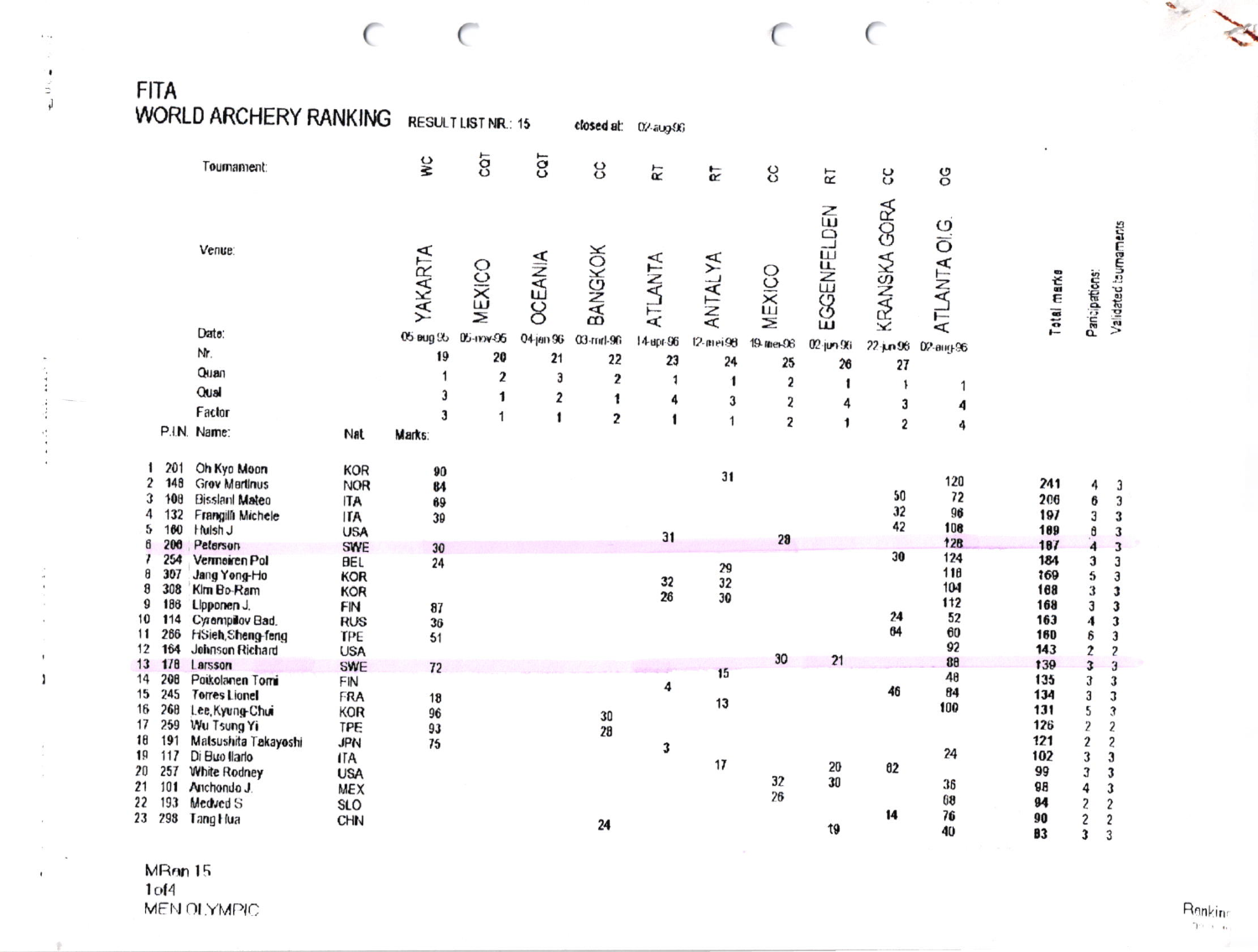# FITA

## WORLD ARCHERY RANKING

**RESULT LIST NR.: 15** &nbsp;&nbsp;&nbsp; **closed at:** 02-aug-96

| P.I.N. | | Name | Nat | | WC | CQT | CQT | CC | RT | RT | CC | RT | CC | OG | Total marks | Participations | Validated tournaments |
|---|---|---|---|---|---|---|---|---|---|---|---|---|---|---|---|---|---|
| | | Tournament: | | | WC | CQT | CQT | CC | RT | RT | CC | RT | CC | OG | | | |
| | | Venue: | | | YAKARTA | MEXICO | OCEANIA | BANGKOK | ATLANTA | ANTALYA | MEXICO | EGGENFELDEN | KRANSKA GORA | ATLANTA OI.G. | | | |
| | | Date: | | | 05 aug 95 | 05-nov-95 | 04-jan-96 | 03-mrt-96 | 14-apr-96 | 12-mei-96 | 19-mei-96 | 02-jun-96 | 22-jun-96 | 02-aug-96 | | | |
| | | Nr. | | | 19 | 20 | 21 | 22 | 23 | 24 | 25 | 26 | 27 | | | | |
| | | Quan | | | 1 | 2 | 3 | 2 | 1 | 1 | 2 | 1 | 1 | | | | |
| | | Qual | | | 3 | 1 | 2 | 1 | 4 | 3 | 2 | 4 | 3 | 1 | | | |
| | | Factor | | | 3 | 1 | 1 | 2 | 1 | 1 | 2 | 1 | 2 | 4 | | | |
| | | | | Marks: | | | | | | | | | | | | | |
| 1 | 201 | Oh Kyo Moon | KOR | | 90 | | | | | 31 | | | | 120 | 241 | 4 | 3 |
| 2 | 148 | Grov Martinus | NOR | | 84 | | | | | | | | 50 | 72 | 206 | 6 | 3 |
| 3 | 108 | Bisslani Mateo | ITA | | 69 | | | | | | | | 32 | 96 | 197 | 3 | 3 |
| 4 | 132 | Frangilli Michele | ITA | | 39 | | | | | | | | 42 | 108 | 189 | 8 | 3 |
| 5 | 160 | Huish J | USA | | | | | | 31 | | 28 | | | 128 | 187 | 4 | 3 |
| 6 | 208 | Peterson | SWE | | 30 | | | | | | | | 30 | 124 | 184 | 3 | 3 |
| 7 | 254 | Vermeiren Pol | BEL | | 24 | | | | | 29 | | | | 116 | 169 | 5 | 3 |
| 8 | 307 | Jang Yong-Ho | KOR | | | | | | 32 | 32 | | | | 104 | 168 | 3 | 3 |
| 8 | 308 | Kim Bo-Ram | KOR | | | | | | 26 | 30 | | | | 112 | 168 | 3 | 3 |
| 9 | 186 | Lipponen J. | FIN | | 87 | | | | | | | | 24 | 52 | 163 | 4 | 3 |
| 10 | 114 | Cyrempilov Bad. | RUS | | 36 | | | | | | | | 64 | 60 | 160 | 6 | 3 |
| 11 | 266 | Hsieh,Sheng-feng | TPE | | 51 | | | | | | | | | 92 | 143 | 2 | 2 |
| 12 | 164 | Johnson Richard | USA | | | | | | | | 30 | 21 | | 88 | 139 | 3 | 3 |
| 13 | 178 | Larsson | SWE | | 72 | | | | | 15 | | | | 48 | 135 | 3 | 3 |
| 14 | 208 | Poikolanen Tomi | FIN | | | | | | 4 | | | | 46 | 84 | 134 | 3 | 3 |
| 15 | 245 | Torres Lionel | FRA | | 18 | | | | | 13 | | | | 100 | 131 | 5 | 3 |
| 16 | 268 | Lee,Kyung-Chul | KOR | | 96 | | | 30 | | | | | | | 126 | 2 | 2 |
| 17 | 259 | Wu Tsung Yi | TPE | | 93 | | | 28 | | | | | | | 121 | 2 | 2 |
| 18 | 191 | Matsushita Takayoshi | JPN | | 75 | | | | 3 | | | | | 24 | 102 | 3 | 3 |
| 19 | 117 | Di Buo Ilario | ITA | | | | | | | 17 | | 20 | 62 | | 99 | 3 | 3 |
| 20 | 257 | White Rodney | USA | | | | | | | | 32 | 30 | | 36 | 98 | 4 | 3 |
| 21 | 101 | Anchondo J. | MEX | | | | | | | | 26 | | | 68 | 94 | 2 | 2 |
| 22 | 193 | Medved S | SLO | | | | | | | | | | 14 | 76 | 90 | 2 | 2 |
| 23 | 298 | Tang Hua | CHN | | | | | 24 | | | | 19 | | 40 | 83 | 3 | 3 |

MRon 15
MEN OLYMPIC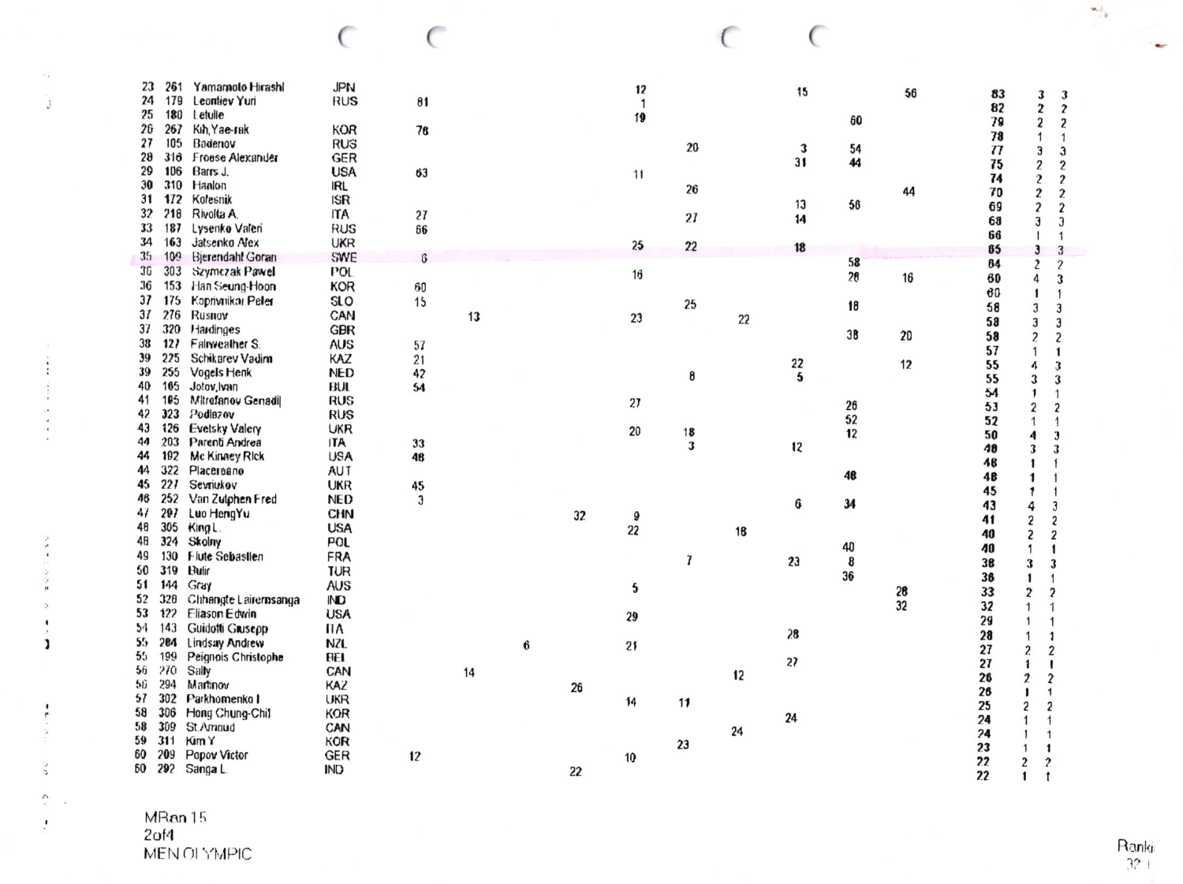| | | | | | | | | | | | | | | | | |
|---|---|---|---|---|---|---|---|---|---|---|---|---|---|---|---|---|
| 23 | 261 | Yamamoto Hirashi | JPN | | | | | 12 | | | 15 | | 56 | 83 | 3 | 3 |
| 24 | 179 | Leontiev Yuri | RUS | 81 | | | | 1 | | | | | | 82 | 2 | 2 |
| 25 | 180 | Letulle | | | | | | 19 | | | | 60 | | 79 | 2 | 2 |
| 26 | 267 | Kih,Yae-rak | KOR | 78 | | | | | | | | | | 78 | 1 | 1 |
| 27 | 105 | Badenov | RUS | | | | | | 20 | | 3 | 54 | | 77 | 3 | 3 |
| 28 | 316 | Froese Alexander | GER | | | | | | | | 31 | 44 | | 75 | 2 | 2 |
| 29 | 106 | Barrs J. | USA | 63 | | | | 11 | | | | | | 74 | 2 | 2 |
| 30 | 310 | Hanlon | IRL | | | | | | 26 | | | | 44 | 70 | 2 | 2 |
| 31 | 172 | Kolesnik | ISR | | | | | | | | 13 | 56 | | 69 | 2 | 2 |
| 32 | 218 | Rivolta A. | ITA | 27 | | | | | 27 | | 14 | | | 68 | 3 | 3 |
| 33 | 187 | Lysenko Valeri | RUS | 66 | | | | | | | | | | 66 | 1 | 1 |
| 34 | 163 | Jatsenko Alex | UKR | | | | | 25 | 22 | | 18 | | | 65 | 3 | 3 |
| 35 | 109 | Bjerendahl Goran | SWE | 6 | | | | | | | | 58 | | 64 | 2 | 2 |
| 36 | 303 | Szymczak Pawel | POL | | | | | 16 | | | | 28 | 16 | 60 | 4 | 3 |
| 36 | 153 | Han Seung-Hoon | KOR | 60 | | | | | | | | | | 60 | 1 | 1 |
| 37 | 175 | Koprivnikar Peter | SLO | 15 | | | | | 25 | | | 18 | | 58 | 3 | 3 |
| 37 | 276 | Rusnov | CAN | | 13 | | | 23 | | 22 | | | | 58 | 3 | 3 |
| 37 | 320 | Hardinges | GBR | | | | | | | | | 38 | 20 | 58 | 2 | 2 |
| 38 | 127 | Fairweather S. | AUS | 57 | | | | | | | | | | 57 | 1 | 1 |
| 39 | 225 | Schikarev Vadim | KAZ | 21 | | | | | | | 22 | | 12 | 55 | 4 | 3 |
| 39 | 255 | Vogels Henk | NED | 42 | | | | | 8 | | 5 | | | 55 | 3 | 3 |
| 40 | 165 | Jotov,Ivan | BUL | 54 | | | | | | | | | | 54 | 1 | 1 |
| 41 | 185 | Mitrofanov Genadij | RUS | | | | | 27 | | | | 26 | | 53 | 2 | 2 |
| 42 | 323 | Podlazov | RUS | | | | | | | | | 52 | | 52 | 1 | 1 |
| 43 | 126 | Evetsky Valery | UKR | | | | | 20 | 18 | | | 12 | | 50 | 4 | 3 |
| 44 | 203 | Parenti Andrea | ITA | 33 | | | | | 3 | | 12 | | | 48 | 3 | 3 |
| 44 | 192 | Mc Kinney Rick | USA | 48 | | | | | | | | | | 48 | 1 | 1 |
| 44 | 322 | Placereano | AUT | | | | | | | | | 48 | | 48 | 1 | 1 |
| 45 | 227 | Sevriukov | UKR | 45 | | | | | | | | | | 45 | 1 | 1 |
| 46 | 252 | Van Zulphen Fred | NED | 3 | | | | | | | 6 | 34 | | 43 | 4 | 3 |
| 47 | 297 | Luo HengYu | CHN | | | | 32 | 9 | | | | | | 41 | 2 | 2 |
| 48 | 305 | King L. | USA | | | | | 22 | | 18 | | | | 40 | 2 | 2 |
| 48 | 324 | Skolny | POL | | | | | | | | | 40 | | 40 | 1 | 1 |
| 49 | 130 | Flute Sebastien | FRA | | | | | | 7 | | 23 | 8 | | 38 | 3 | 3 |
| 50 | 319 | Bulir | TUR | | | | | | | | | 36 | | 36 | 1 | 1 |
| 51 | 144 | Gray | AUS | | | | | 5 | | | | | 28 | 33 | 2 | 2 |
| 52 | 328 | Chhangte Lalremsanga | IND | | | | | | | | | | 32 | 32 | 1 | 1 |
| 53 | 122 | Eliason Edwin | USA | | | | | 29 | | | | | | 29 | 1 | 1 |
| 54 | 143 | Guidotti Giusepp | ITA | | | | | | | | 28 | | | 28 | 1 | 1 |
| 55 | 284 | Lindsay Andrew | NZL | | | 6 | | 21 | | | | | | 27 | 2 | 2 |
| 55 | 199 | Peignois Christophe | BEL | | | | | | | | 27 | | | 27 | 1 | 1 |
| 56 | 270 | Sally | CAN | | 14 | | | | | 12 | | | | 26 | 2 | 2 |
| 56 | 294 | Martinov | KAZ | | | | 26 | | | | | | | 26 | 1 | 1 |
| 57 | 302 | Parkhomenko I | UKR | | | | | 14 | 11 | | | | | 25 | 2 | 2 |
| 58 | 306 | Hong Chung-Chil | KOR | | | | | | | | 24 | | | 24 | 1 | 1 |
| 58 | 309 | St.Arnoud | CAN | | | | | | | 24 | | | | 24 | 1 | 1 |
| 59 | 311 | Kim Y | KOR | | | | | | 23 | | | | | 23 | 1 | 1 |
| 60 | 209 | Popov Victor | GER | 12 | | | | 10 | | | | | | 22 | 2 | 2 |
| 60 | 292 | Sanga L. | IND | | | | 22 | | | | | | | 22 | 1 | 1 |

MRan 15
MEN OLYMPIC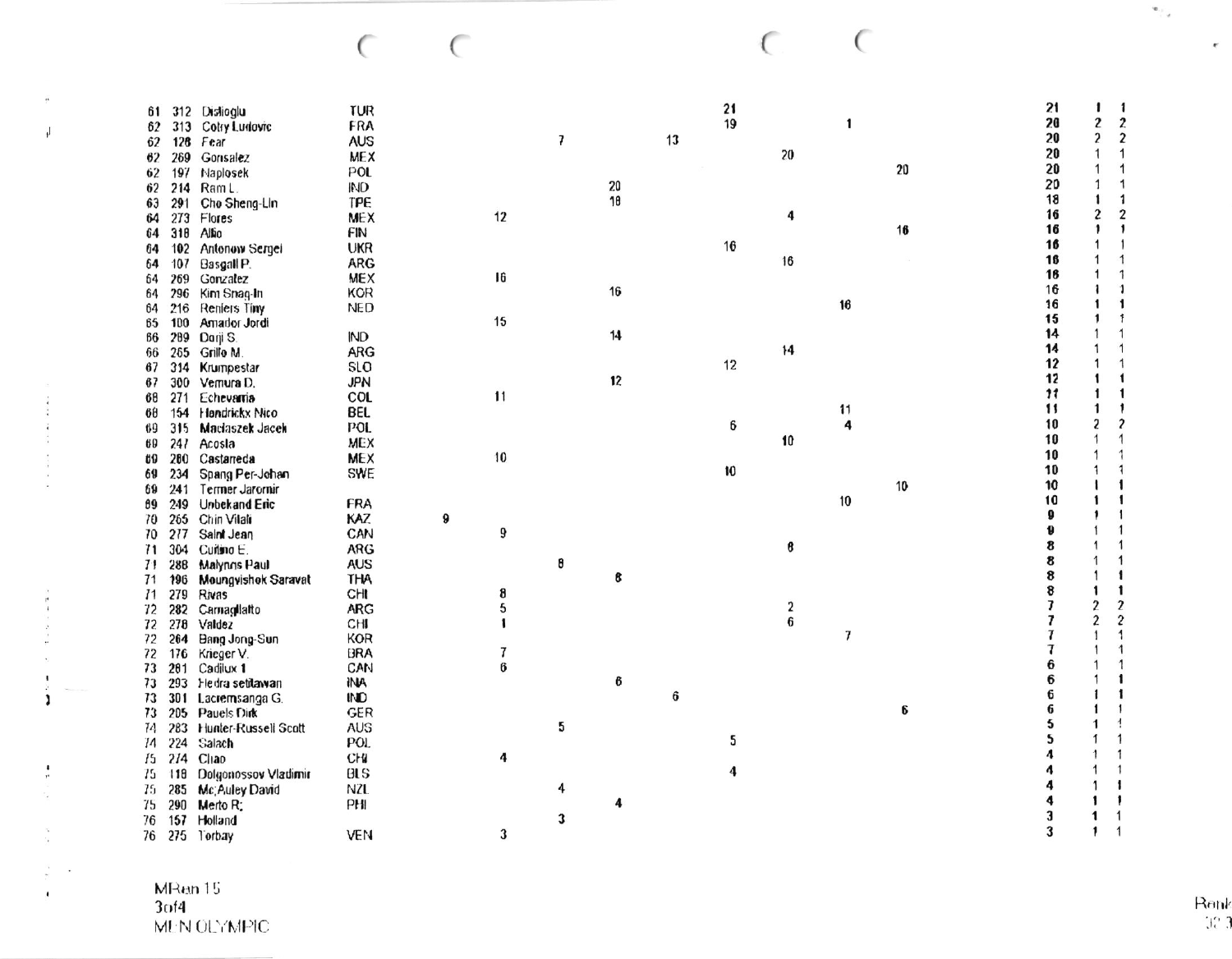| Rank | No. | Name | Country | | | | | | | | | | Total | | |
|---|---|---|---|---|---|---|---|---|---|---|---|---|---|---|---|
| 61 | 312 | Dislioglu | TUR | | | | | | 21 | | | | 21 | 1 | 1 |
| 62 | 313 | Cotry Ludovic | FRA | | | | | | 19 | | 1 | | 20 | 2 | 2 |
| 62 | 128 | Fear | AUS | | | 7 | | 13 | | | | | 20 | 2 | 2 |
| 62 | 269 | Gonsalez | MEX | | | | | | | 20 | | | 20 | 1 | 1 |
| 62 | 197 | Naplosek | POL | | | | | | | | | 20 | 20 | 1 | 1 |
| 62 | 214 | Ram L. | IND | | | | 20 | | | | | | 20 | 1 | 1 |
| 63 | 291 | Cho Sheng-Lin | TPE | | | | 18 | | | | | | 18 | 1 | 1 |
| 64 | 273 | Flores | MEX | | 12 | | | | | 4 | | | 16 | 2 | 2 |
| 64 | 318 | Allo | FIN | | | | | | | | | 16 | 16 | 1 | 1 |
| 64 | 102 | Antonow Sergei | UKR | | | | | | 16 | | | | 16 | 1 | 1 |
| 64 | 107 | Basgall P. | ARG | | | | | | | 16 | | | 16 | 1 | 1 |
| 64 | 269 | Gonzalez | MEX | | 16 | | | | | | | | 16 | 1 | 1 |
| 64 | 296 | Kim Snag-In | KOR | | | | 16 | | | | | | 16 | 1 | 1 |
| 64 | 216 | Reniers Tiny | NED | | | | | | | | 16 | | 16 | 1 | 1 |
| 65 | 100 | Amador Jordi | | | 15 | | | | | | | | 15 | 1 | 1 |
| 66 | 289 | Dorji S. | IND | | | | 14 | | | | | | 14 | 1 | 1 |
| 66 | 265 | Grillo M. | ARG | | | | | | | 14 | | | 14 | 1 | 1 |
| 67 | 314 | Krumpestar | SLO | | | | | | 12 | | | | 12 | 1 | 1 |
| 67 | 300 | Vemura D. | JPN | | | | 12 | | | | | | 12 | 1 | 1 |
| 68 | 271 | Echevarria | COL | | 11 | | | | | | | | 11 | 1 | 1 |
| 68 | 154 | Hendrickx Nico | BEL | | | | | | | | 11 | | 11 | 1 | 1 |
| 69 | 315 | Maciaszek Jacek | POL | | | | | | 6 | | 4 | | 10 | 2 | 2 |
| 69 | 247 | Acosta | MEX | | | | | | | 10 | | | 10 | 1 | 1 |
| 69 | 280 | Castaneda | MEX | | 10 | | | | | | | | 10 | 1 | 1 |
| 69 | 234 | Spang Per-Johan | SWE | | | | | | 10 | | | | 10 | 1 | 1 |
| 69 | 241 | Termer Jaromir | | | | | | | | | | 10 | 10 | 1 | 1 |
| 69 | 249 | Unbekand Eric | FRA | | | | | | | | 10 | | 10 | 1 | 1 |
| 70 | 265 | Chin Vitali | KAZ | 9 | | | | | | | | | 9 | 1 | 1 |
| 70 | 277 | Saint Jean | CAN | | 9 | | | | | | | | 9 | 1 | 1 |
| 71 | 304 | Cutino E. | ARG | | | | | | | 8 | | | 8 | 1 | 1 |
| 71 | 288 | Malynns Paul | AUS | | | 8 | | | | | | | 8 | 1 | 1 |
| 71 | 196 | Moungvishok Saravat | THA | | | | 8 | | | | | | 8 | 1 | 1 |
| 71 | 279 | Rivas | CHI | | 8 | | | | | | | | 8 | 1 | 1 |
| 72 | 282 | Carnagliatto | ARG | | 5 | | | | | 2 | | | 7 | 2 | 2 |
| 72 | 278 | Valdez | CHI | | 1 | | | | | 6 | | | 7 | 2 | 2 |
| 72 | 264 | Bang Jong-Sun | KOR | | | | | | | | 7 | | 7 | 1 | 1 |
| 72 | 176 | Krieger V. | BRA | | 7 | | | | | | | | 7 | 1 | 1 |
| 73 | 281 | Cadilux 1 | CAN | | 6 | | | | | | | | 6 | 1 | 1 |
| 73 | 293 | Hedra setiawan | INA | | | | 6 | | | | | | 6 | 1 | 1 |
| 73 | 301 | Lacremsanga G. | IND | | | | | 6 | | | | | 6 | 1 | 1 |
| 73 | 205 | Pauels Dirk | GER | | | | | | | | | 6 | 6 | 1 | 1 |
| 74 | 283 | Hunter-Russell Scott | AUS | | | 5 | | | | | | | 5 | 1 | 1 |
| 74 | 224 | Salach | POL | | | | | | 5 | | | | 5 | 1 | 1 |
| 75 | 274 | Chao | CHI | | 4 | | | | | | | | 4 | 1 | 1 |
| 75 | 118 | Dolgonossov Vladimir | BLS | | | | | | 4 | | | | 4 | 1 | 1 |
| 75 | 285 | Mc Auley David | NZL | | | 4 | | | | | | | 4 | 1 | 1 |
| 75 | 290 | Merto R. | PHI | | | | 4 | | | | | | 4 | 1 | 1 |
| 76 | 157 | Holland | | | | 3 | | | | | | | 3 | 1 | 1 |
| 76 | 275 | Torbay | VEN | | 3 | | | | | | | | 3 | 1 | 1 |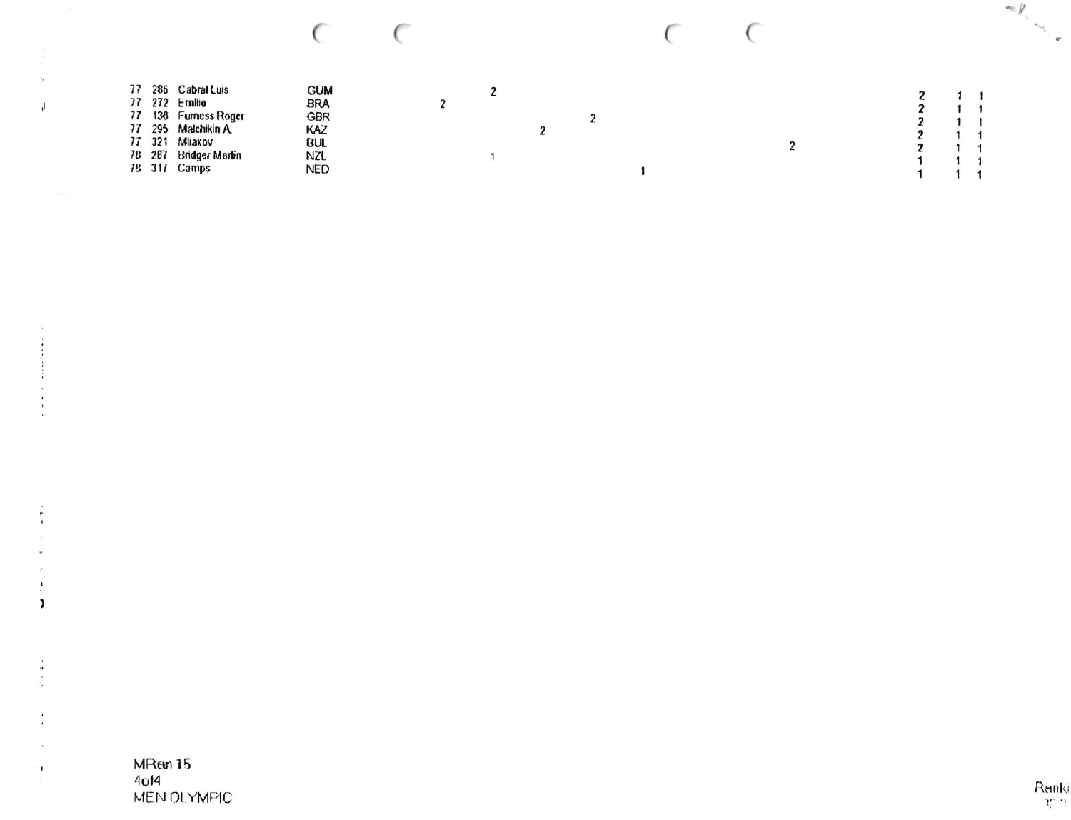| | | | | | | | | | | | | |
|---|---|---|---|---|---|---|---|---|---|---|---|---|
| 77 | 286 | Cabral Luis | GUM | | 2 | | | | | 2 | 1 | 1 |
| 77 | 272 | Emilio | BRA | 2 | | | | | | 2 | 1 | 1 |
| 77 | 136 | Furness Roger | GBR | | | | 2 | | | 2 | 1 | 1 |
| 77 | 295 | Malchikin A. | KAZ | | | 2 | | | | 2 | 1 | 1 |
| 77 | 321 | Mliakov | BUL | | | | | | 2 | 2 | 1 | 1 |
| 78 | 287 | Bridger Martin | NZL | | 1 | | | | | 1 | 1 | 1 |
| 78 | 317 | Camps | NED | | | | | 1 | | 1 | 1 | 1 |